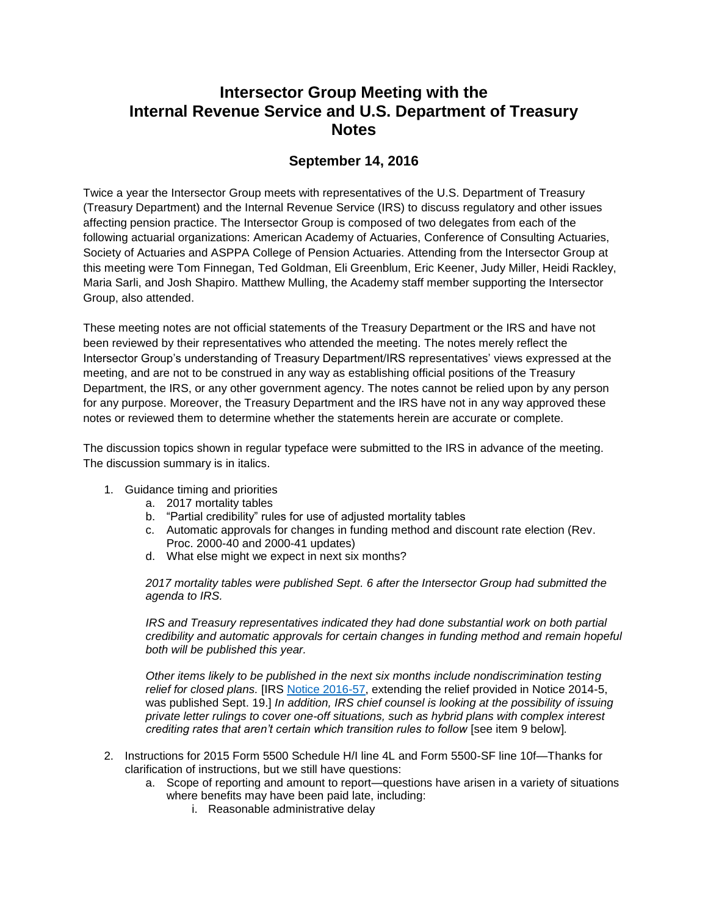# Intersector Group Meeting with the Internal Revenue Service and U.S. Department of Treasury Notes

## September 14, 2016

Twice a year the Intersector Group meets with representatives of the U.S. Department of Treasury (Treasury Department) and the Internal Revenue Service (IRS) to discuss regulatory and other issues affecting pension practice. The Intersector Group is composed of two delegates from each of the following actuarial organizations: American Academy of Actuaries, Conference of Consulting Actuaries, Society of Actuaries and ASPPA College of Pension Actuaries. Attending from the Intersector Group at this meeting were Tom Finnegan, Ted Goldman, Eli Greenblum, Eric Keener, Judy Miller, Heidi Rackley, Maria Sarli, and Josh Shapiro. Matthew Mulling, the Academy staff member supporting the Intersector Group, also attended.

These meeting notes are not official statements of the Treasury Department or the IRS and have not been reviewed by their representatives who attended the meeting. The notes merely reflect the Intersector Group's understanding of Treasury Department/IRS representatives' views expressed at the meeting, and are not to be construed in any way as establishing official positions of the Treasury Department, the IRS, or any other government agency. The notes cannot be relied upon by any person for any purpose. Moreover, the Treasury Department and the IRS have not in any way approved these notes or reviewed them to determine whether the statements herein are accurate or complete.

The discussion topics shown in regular typeface were submitted to the IRS in advance of the meeting. The discussion summary is in italics.

1. Guidance timing and priorities
   a. 2017 mortality tables
   b. "Partial credibility" rules for use of adjusted mortality tables
   c. Automatic approvals for changes in funding method and discount rate election (Rev. Proc. 2000-40 and 2000-41 updates)
   d. What else might we expect in next six months?

   *2017 mortality tables were published Sept. 6 after the Intersector Group had submitted the agenda to IRS.*

   *IRS and Treasury representatives indicated they had done substantial work on both partial credibility and automatic approvals for certain changes in funding method and remain hopeful both will be published this year.*

   *Other items likely to be published in the next six months include nondiscrimination testing relief for closed plans.* [IRS Notice 2016-57, extending the relief provided in Notice 2014-5, was published Sept. 19.] *In addition, IRS chief counsel is looking at the possibility of issuing private letter rulings to cover one-off situations, such as hybrid plans with complex interest crediting rates that aren't certain which transition rules to follow* [see item 9 below]*.*

2. Instructions for 2015 Form 5500 Schedule H/I line 4L and Form 5500-SF line 10f—Thanks for clarification of instructions, but we still have questions:
   a. Scope of reporting and amount to report—questions have arisen in a variety of situations where benefits may have been paid late, including:
      i. Reasonable administrative delay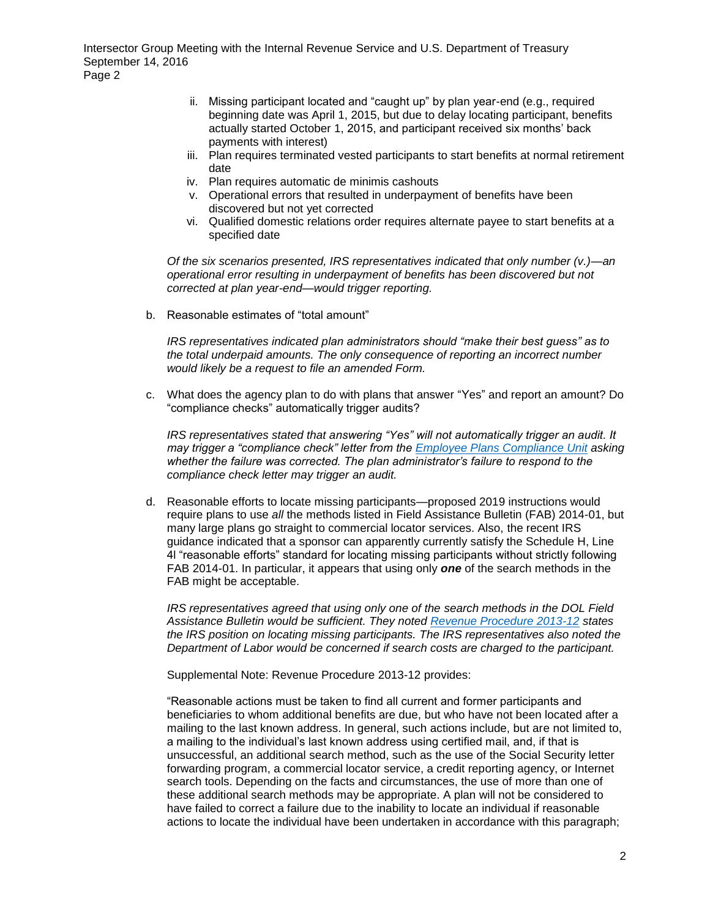ii. Missing participant located and "caught up" by plan year-end (e.g., required beginning date was April 1, 2015, but due to delay locating participant, benefits actually started October 1, 2015, and participant received six months' back payments with interest)

iii. Plan requires terminated vested participants to start benefits at normal retirement date

iv. Plan requires automatic de minimis cashouts

v. Operational errors that resulted in underpayment of benefits have been discovered but not yet corrected

vi. Qualified domestic relations order requires alternate payee to start benefits at a specified date

*Of the six scenarios presented, IRS representatives indicated that only number (v.)—an operational error resulting in underpayment of benefits has been discovered but not corrected at plan year-end—would trigger reporting.*

b. Reasonable estimates of "total amount"

*IRS representatives indicated plan administrators should "make their best guess" as to the total underpaid amounts. The only consequence of reporting an incorrect number would likely be a request to file an amended Form.*

c. What does the agency plan to do with plans that answer "Yes" and report an amount? Do "compliance checks" automatically trigger audits?

*IRS representatives stated that answering "Yes" will not automatically trigger an audit. It may trigger a "compliance check" letter from the Employee Plans Compliance Unit asking whether the failure was corrected. The plan administrator's failure to respond to the compliance check letter may trigger an audit.*

d. Reasonable efforts to locate missing participants—proposed 2019 instructions would require plans to use *all* the methods listed in Field Assistance Bulletin (FAB) 2014-01, but many large plans go straight to commercial locator services. Also, the recent IRS guidance indicated that a sponsor can apparently currently satisfy the Schedule H, Line 4l "reasonable efforts" standard for locating missing participants without strictly following FAB 2014-01. In particular, it appears that using only ***one*** of the search methods in the FAB might be acceptable.

*IRS representatives agreed that using only one of the search methods in the DOL Field Assistance Bulletin would be sufficient. They noted Revenue Procedure 2013-12 states the IRS position on locating missing participants. The IRS representatives also noted the Department of Labor would be concerned if search costs are charged to the participant.*

Supplemental Note: Revenue Procedure 2013-12 provides:

"Reasonable actions must be taken to find all current and former participants and beneficiaries to whom additional benefits are due, but who have not been located after a mailing to the last known address. In general, such actions include, but are not limited to, a mailing to the individual's last known address using certified mail, and, if that is unsuccessful, an additional search method, such as the use of the Social Security letter forwarding program, a commercial locator service, a credit reporting agency, or Internet search tools. Depending on the facts and circumstances, the use of more than one of these additional search methods may be appropriate. A plan will not be considered to have failed to correct a failure due to the inability to locate an individual if reasonable actions to locate the individual have been undertaken in accordance with this paragraph;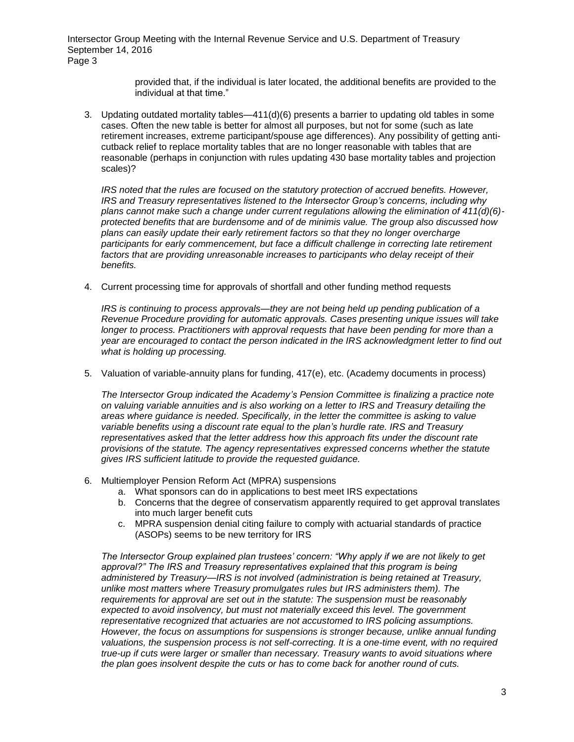provided that, if the individual is later located, the additional benefits are provided to the individual at that time."

3. Updating outdated mortality tables—411(d)(6) presents a barrier to updating old tables in some cases. Often the new table is better for almost all purposes, but not for some (such as late retirement increases, extreme participant/spouse age differences). Any possibility of getting anti-cutback relief to replace mortality tables that are no longer reasonable with tables that are reasonable (perhaps in conjunction with rules updating 430 base mortality tables and projection scales)?

   *IRS noted that the rules are focused on the statutory protection of accrued benefits. However, IRS and Treasury representatives listened to the Intersector Group's concerns, including why plans cannot make such a change under current regulations allowing the elimination of 411(d)(6)-protected benefits that are burdensome and of de minimis value. The group also discussed how plans can easily update their early retirement factors so that they no longer overcharge participants for early commencement, but face a difficult challenge in correcting late retirement factors that are providing unreasonable increases to participants who delay receipt of their benefits.*

4. Current processing time for approvals of shortfall and other funding method requests

   *IRS is continuing to process approvals—they are not being held up pending publication of a Revenue Procedure providing for automatic approvals. Cases presenting unique issues will take longer to process. Practitioners with approval requests that have been pending for more than a year are encouraged to contact the person indicated in the IRS acknowledgment letter to find out what is holding up processing.*

5. Valuation of variable-annuity plans for funding, 417(e), etc. (Academy documents in process)

   *The Intersector Group indicated the Academy's Pension Committee is finalizing a practice note on valuing variable annuities and is also working on a letter to IRS and Treasury detailing the areas where guidance is needed. Specifically, in the letter the committee is asking to value variable benefits using a discount rate equal to the plan's hurdle rate. IRS and Treasury representatives asked that the letter address how this approach fits under the discount rate provisions of the statute. The agency representatives expressed concerns whether the statute gives IRS sufficient latitude to provide the requested guidance.*

6. Multiemployer Pension Reform Act (MPRA) suspensions
   a. What sponsors can do in applications to best meet IRS expectations
   b. Concerns that the degree of conservatism apparently required to get approval translates into much larger benefit cuts
   c. MPRA suspension denial citing failure to comply with actuarial standards of practice (ASOPs) seems to be new territory for IRS

   *The Intersector Group explained plan trustees' concern: "Why apply if we are not likely to get approval?" The IRS and Treasury representatives explained that this program is being administered by Treasury—IRS is not involved (administration is being retained at Treasury, unlike most matters where Treasury promulgates rules but IRS administers them). The requirements for approval are set out in the statute: The suspension must be reasonably expected to avoid insolvency, but must not materially exceed this level. The government representative recognized that actuaries are not accustomed to IRS policing assumptions. However, the focus on assumptions for suspensions is stronger because, unlike annual funding valuations, the suspension process is not self-correcting. It is a one-time event, with no required true-up if cuts were larger or smaller than necessary. Treasury wants to avoid situations where the plan goes insolvent despite the cuts or has to come back for another round of cuts.*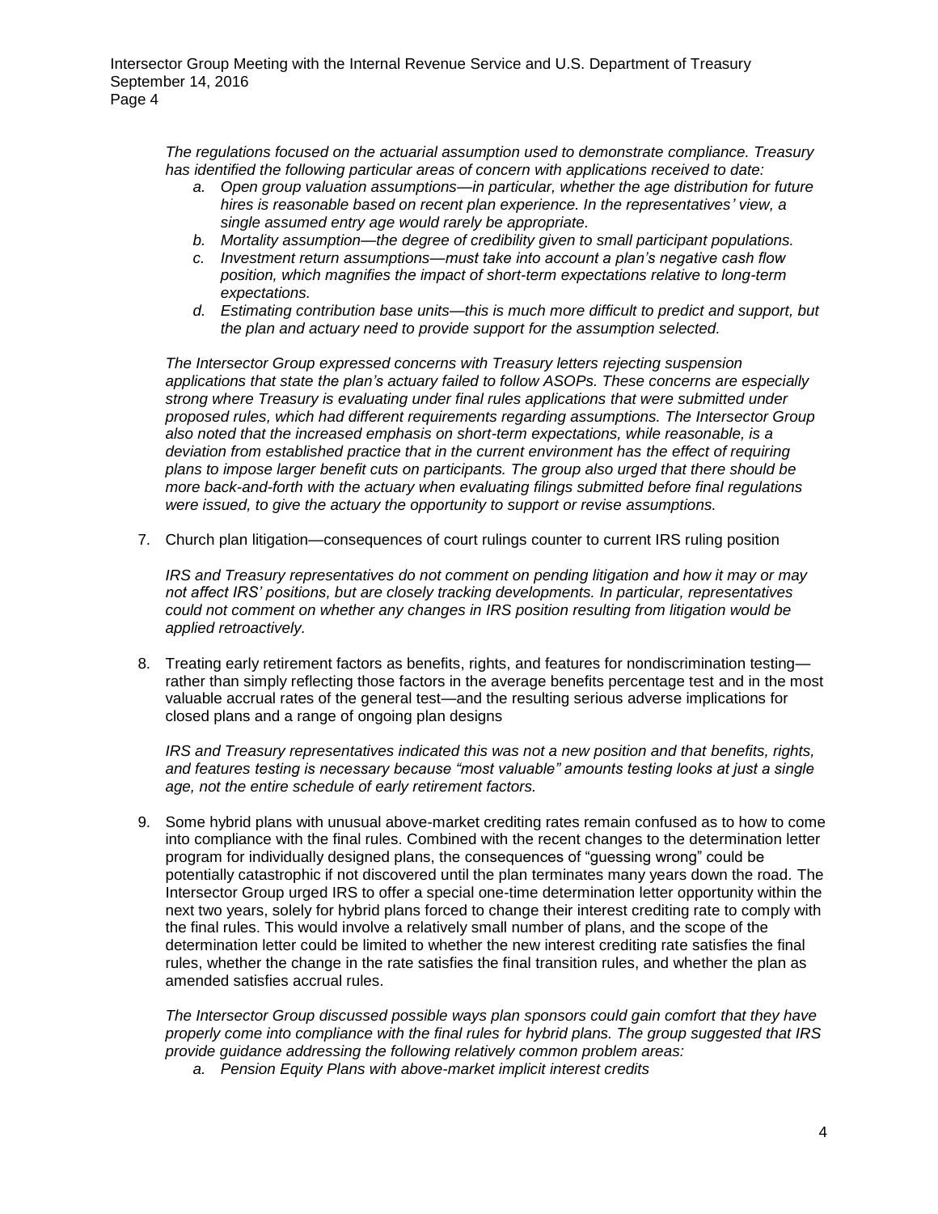*The regulations focused on the actuarial assumption used to demonstrate compliance. Treasury has identified the following particular areas of concern with applications received to date:*

   *a. Open group valuation assumptions—in particular, whether the age distribution for future hires is reasonable based on recent plan experience. In the representatives' view, a single assumed entry age would rarely be appropriate.*
   *b. Mortality assumption—the degree of credibility given to small participant populations.*
   *c. Investment return assumptions—must take into account a plan's negative cash flow position, which magnifies the impact of short-term expectations relative to long-term expectations.*
   *d. Estimating contribution base units—this is much more difficult to predict and support, but the plan and actuary need to provide support for the assumption selected.*

*The Intersector Group expressed concerns with Treasury letters rejecting suspension applications that state the plan's actuary failed to follow ASOPs. These concerns are especially strong where Treasury is evaluating under final rules applications that were submitted under proposed rules, which had different requirements regarding assumptions. The Intersector Group also noted that the increased emphasis on short-term expectations, while reasonable, is a deviation from established practice that in the current environment has the effect of requiring plans to impose larger benefit cuts on participants. The group also urged that there should be more back-and-forth with the actuary when evaluating filings submitted before final regulations were issued, to give the actuary the opportunity to support or revise assumptions.*

7. Church plan litigation—consequences of court rulings counter to current IRS ruling position

   *IRS and Treasury representatives do not comment on pending litigation and how it may or may not affect IRS' positions, but are closely tracking developments. In particular, representatives could not comment on whether any changes in IRS position resulting from litigation would be applied retroactively.*

8. Treating early retirement factors as benefits, rights, and features for nondiscrimination testing—rather than simply reflecting those factors in the average benefits percentage test and in the most valuable accrual rates of the general test—and the resulting serious adverse implications for closed plans and a range of ongoing plan designs

   *IRS and Treasury representatives indicated this was not a new position and that benefits, rights, and features testing is necessary because "most valuable" amounts testing looks at just a single age, not the entire schedule of early retirement factors.*

9. Some hybrid plans with unusual above-market crediting rates remain confused as to how to come into compliance with the final rules. Combined with the recent changes to the determination letter program for individually designed plans, the consequences of "guessing wrong" could be potentially catastrophic if not discovered until the plan terminates many years down the road. The Intersector Group urged IRS to offer a special one-time determination letter opportunity within the next two years, solely for hybrid plans forced to change their interest crediting rate to comply with the final rules. This would involve a relatively small number of plans, and the scope of the determination letter could be limited to whether the new interest crediting rate satisfies the final rules, whether the change in the rate satisfies the final transition rules, and whether the plan as amended satisfies accrual rules.

   *The Intersector Group discussed possible ways plan sponsors could gain comfort that they have properly come into compliance with the final rules for hybrid plans. The group suggested that IRS provide guidance addressing the following relatively common problem areas:*

   *a. Pension Equity Plans with above-market implicit interest credits*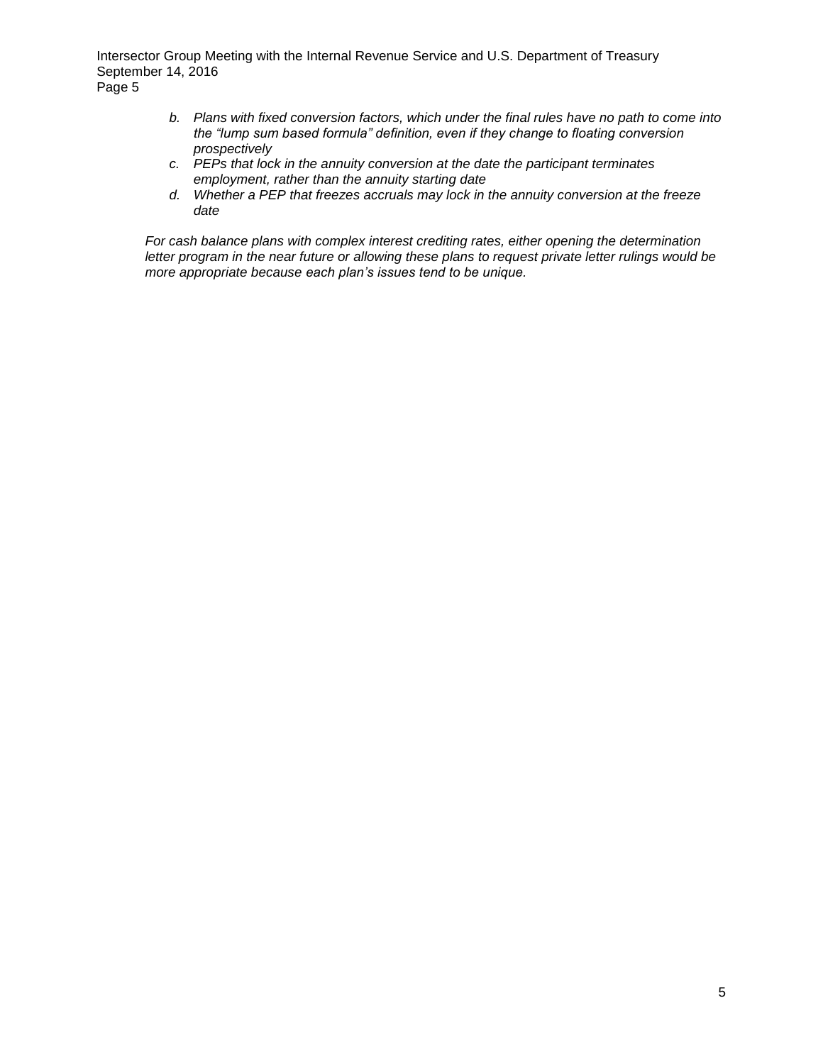b. *Plans with fixed conversion factors, which under the final rules have no path to come into the "lump sum based formula" definition, even if they change to floating conversion prospectively*
c. *PEPs that lock in the annuity conversion at the date the participant terminates employment, rather than the annuity starting date*
d. *Whether a PEP that freezes accruals may lock in the annuity conversion at the freeze date*

*For cash balance plans with complex interest crediting rates, either opening the determination letter program in the near future or allowing these plans to request private letter rulings would be more appropriate because each plan's issues tend to be unique.*